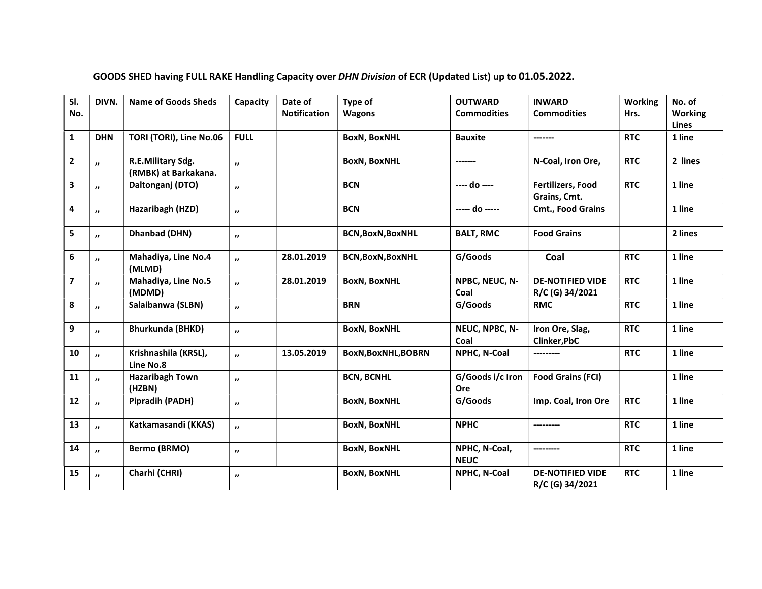**GOODS SHED having FULL RAKE Handling Capacity over *DHN Division* of ECR (Updated List) up to 01.05.2022.**

| Sl. No. | DIVN. | Name of Goods Sheds | Capacity | Date of Notification | Type of Wagons | OUTWARD Commodities | INWARD Commodities | Working Hrs. | No. of Working Lines |
|---|---|---|---|---|---|---|---|---|---|
| 1 | DHN | TORI (TORI), Line No.06 | FULL | | BoxN, BoxNHL | Bauxite | ------- | RTC | 1 line |
| 2 | ,, | R.E.Military Sdg. (RMBK) at Barkakana. | ,, | | BoxN, BoxNHL | ------- | N-Coal, Iron Ore, | RTC | 2 lines |
| 3 | ,, | Daltonganj (DTO) | ,, | | BCN | ---- do ---- | Fertilizers, Food Grains, Cmt. | RTC | 1 line |
| 4 | ,, | Hazaribagh (HZD) | ,, | | BCN | ----- do ----- | Cmt., Food Grains | | 1 line |
| 5 | ,, | Dhanbad (DHN) | ,, | | BCN,BoxN,BoxNHL | BALT, RMC | Food Grains | | 2 lines |
| 6 | ,, | Mahadiya, Line No.4 (MLMD) | ,, | 28.01.2019 | BCN,BoxN,BoxNHL | G/Goods | Coal | RTC | 1 line |
| 7 | ,, | Mahadiya, Line No.5 (MDMD) | ,, | 28.01.2019 | BoxN, BoxNHL | NPBC, NEUC, N-Coal | DE-NOTIFIED VIDE R/C (G) 34/2021 | RTC | 1 line |
| 8 | ,, | Salaibanwa (SLBN) | ,, | | BRN | G/Goods | RMC | RTC | 1 line |
| 9 | ,, | Bhurkunda (BHKD) | ,, | | BoxN, BoxNHL | NEUC, NPBC, N-Coal | Iron Ore, Slag, Clinker,PbC | RTC | 1 line |
| 10 | ,, | Krishnashila (KRSL), Line No.8 | ,, | 13.05.2019 | BoxN,BoxNHL,BOBRN | NPHC, N-Coal | --------- | RTC | 1 line |
| 11 | ,, | Hazaribagh Town (HZBN) | ,, | | BCN, BCNHL | G/Goods i/c Iron Ore | Food Grains (FCI) | | 1 line |
| 12 | ,, | Pipradih (PADH) | ,, | | BoxN, BoxNHL | G/Goods | Imp. Coal, Iron Ore | RTC | 1 line |
| 13 | ,, | Katkamasandi (KKAS) | ,, | | BoxN, BoxNHL | NPHC | --------- | RTC | 1 line |
| 14 | ,, | Bermo (BRMO) | ,, | | BoxN, BoxNHL | NPHC, N-Coal, NEUC | --------- | RTC | 1 line |
| 15 | ,, | Charhi (CHRI) | ,, | | BoxN, BoxNHL | NPHC, N-Coal | DE-NOTIFIED VIDE R/C (G) 34/2021 | RTC | 1 line |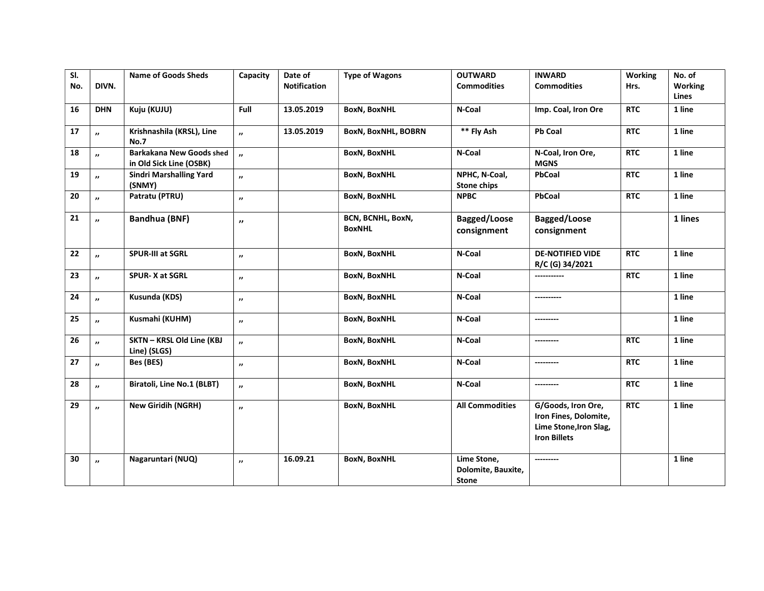| Sl. No. | DIVN. | Name of Goods Sheds | Capacity | Date of Notification | Type of Wagons | OUTWARD Commodities | INWARD Commodities | Working Hrs. | No. of Working Lines |
|---|---|---|---|---|---|---|---|---|---|
| 16 | DHN | Kuju (KUJU) | Full | 13.05.2019 | BoxN, BoxNHL | N-Coal | Imp. Coal, Iron Ore | RTC | 1 line |
| 17 | „ | Krishnashila (KRSL), Line No.7 | „ | 13.05.2019 | BoxN, BoxNHL, BOBRN | ** Fly Ash | Pb Coal | RTC | 1 line |
| 18 | „ | Barkakana New Goods shed in Old Sick Line (OSBK) | „ | | BoxN, BoxNHL | N-Coal | N-Coal, Iron Ore, MGNS | RTC | 1 line |
| 19 | „ | Sindri Marshalling Yard (SNMY) | „ | | BoxN, BoxNHL | NPHC, N-Coal, Stone chips | PbCoal | RTC | 1 line |
| 20 | „ | Patratu (PTRU) | „ | | BoxN, BoxNHL | NPBC | PbCoal | RTC | 1 line |
| 21 | „ | Bandhua (BNF) | „ | | BCN, BCNHL, BoxN, BoxNHL | Bagged/Loose consignment | Bagged/Loose consignment | | 1 lines |
| 22 | „ | SPUR-III at SGRL | „ | | BoxN, BoxNHL | N-Coal | DE-NOTIFIED VIDE R/C (G) 34/2021 | RTC | 1 line |
| 23 | „ | SPUR- X at SGRL | „ | | BoxN, BoxNHL | N-Coal | ----------- | RTC | 1 line |
| 24 | „ | Kusunda (KDS) | „ | | BoxN, BoxNHL | N-Coal | ---------- | | 1 line |
| 25 | „ | Kusmahi (KUHM) | „ | | BoxN, BoxNHL | N-Coal | --------- | | 1 line |
| 26 | „ | SKTN – KRSL Old Line (KBJ Line) (SLGS) | „ | | BoxN, BoxNHL | N-Coal | --------- | RTC | 1 line |
| 27 | „ | Bes (BES) | „ | | BoxN, BoxNHL | N-Coal | --------- | RTC | 1 line |
| 28 | „ | Biratoli, Line No.1 (BLBT) | „ | | BoxN, BoxNHL | N-Coal | --------- | RTC | 1 line |
| 29 | „ | New Giridih (NGRH) | „ | | BoxN, BoxNHL | All Commodities | G/Goods, Iron Ore, Iron Fines, Dolomite, Lime Stone,Iron Slag, Iron Billets | RTC | 1 line |
| 30 | „ | Nagaruntari (NUQ) | „ | 16.09.21 | BoxN, BoxNHL | Lime Stone, Dolomite, Bauxite, Stone | --------- | | 1 line |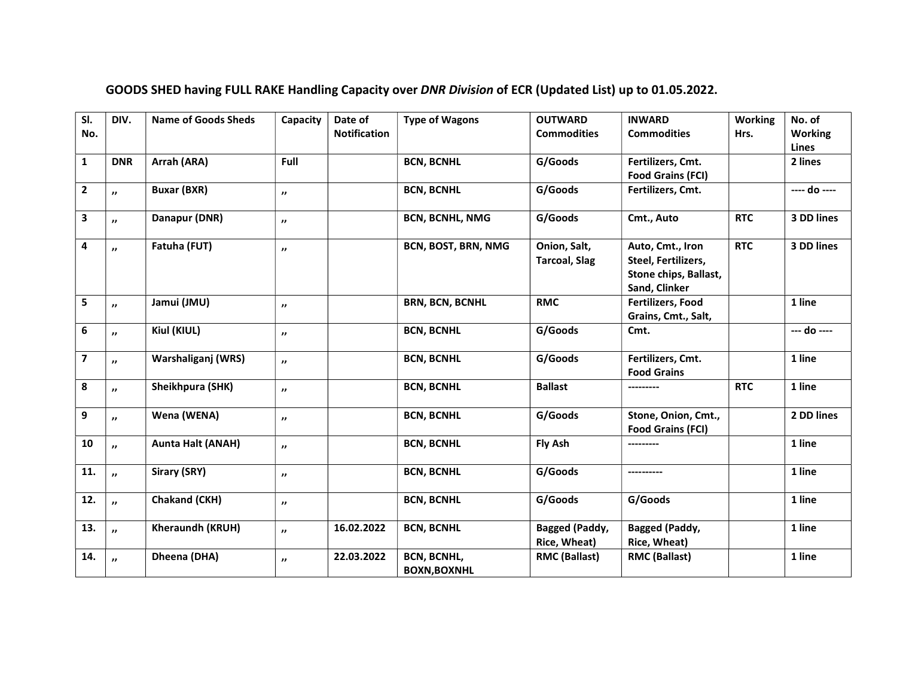**GOODS SHED having FULL RAKE Handling Capacity over *DNR Division* of ECR (Updated List) up to 01.05.2022.**

| Sl. No. | DIV. | Name of Goods Sheds | Capacity | Date of Notification | Type of Wagons | OUTWARD Commodities | INWARD Commodities | Working Hrs. | No. of Working Lines |
|---|---|---|---|---|---|---|---|---|---|
| 1 | DNR | Arrah (ARA) | Full | | BCN, BCNHL | G/Goods | Fertilizers, Cmt. Food Grains (FCI) | | 2 lines |
| 2 | ,, | Buxar (BXR) | ,, | | BCN, BCNHL | G/Goods | Fertilizers, Cmt. | | ---- do ---- |
| 3 | ,, | Danapur (DNR) | ,, | | BCN, BCNHL, NMG | G/Goods | Cmt., Auto | RTC | 3 DD lines |
| 4 | ,, | Fatuha (FUT) | ,, | | BCN, BOST, BRN, NMG | Onion, Salt, Tarcoal, Slag | Auto, Cmt., Iron Steel, Fertilizers, Stone chips, Ballast, Sand, Clinker | RTC | 3 DD lines |
| 5 | ,, | Jamui (JMU) | ,, | | BRN, BCN, BCNHL | RMC | Fertilizers, Food Grains, Cmt., Salt, | | 1 line |
| 6 | ,, | Kiul (KIUL) | ,, | | BCN, BCNHL | G/Goods | Cmt. | | --- do ---- |
| 7 | ,, | Warshaliganj (WRS) | ,, | | BCN, BCNHL | G/Goods | Fertilizers, Cmt. Food Grains | | 1 line |
| 8 | ,, | Sheikhpura (SHK) | ,, | | BCN, BCNHL | Ballast | --------- | RTC | 1 line |
| 9 | ,, | Wena (WENA) | ,, | | BCN, BCNHL | G/Goods | Stone, Onion, Cmt., Food Grains (FCI) | | 2 DD lines |
| 10 | ,, | Aunta Halt (ANAH) | ,, | | BCN, BCNHL | Fly Ash | --------- | | 1 line |
| 11. | ,, | Sirary (SRY) | ,, | | BCN, BCNHL | G/Goods | ---------- | | 1 line |
| 12. | ,, | Chakand (CKH) | ,, | | BCN, BCNHL | G/Goods | G/Goods | | 1 line |
| 13. | ,, | Kheraundh (KRUH) | ,, | 16.02.2022 | BCN, BCNHL | Bagged (Paddy, Rice, Wheat) | Bagged (Paddy, Rice, Wheat) | | 1 line |
| 14. | ,, | Dheena (DHA) | ,, | 22.03.2022 | BCN, BCNHL, BOXN,BOXNHL | RMC (Ballast) | RMC (Ballast) | | 1 line |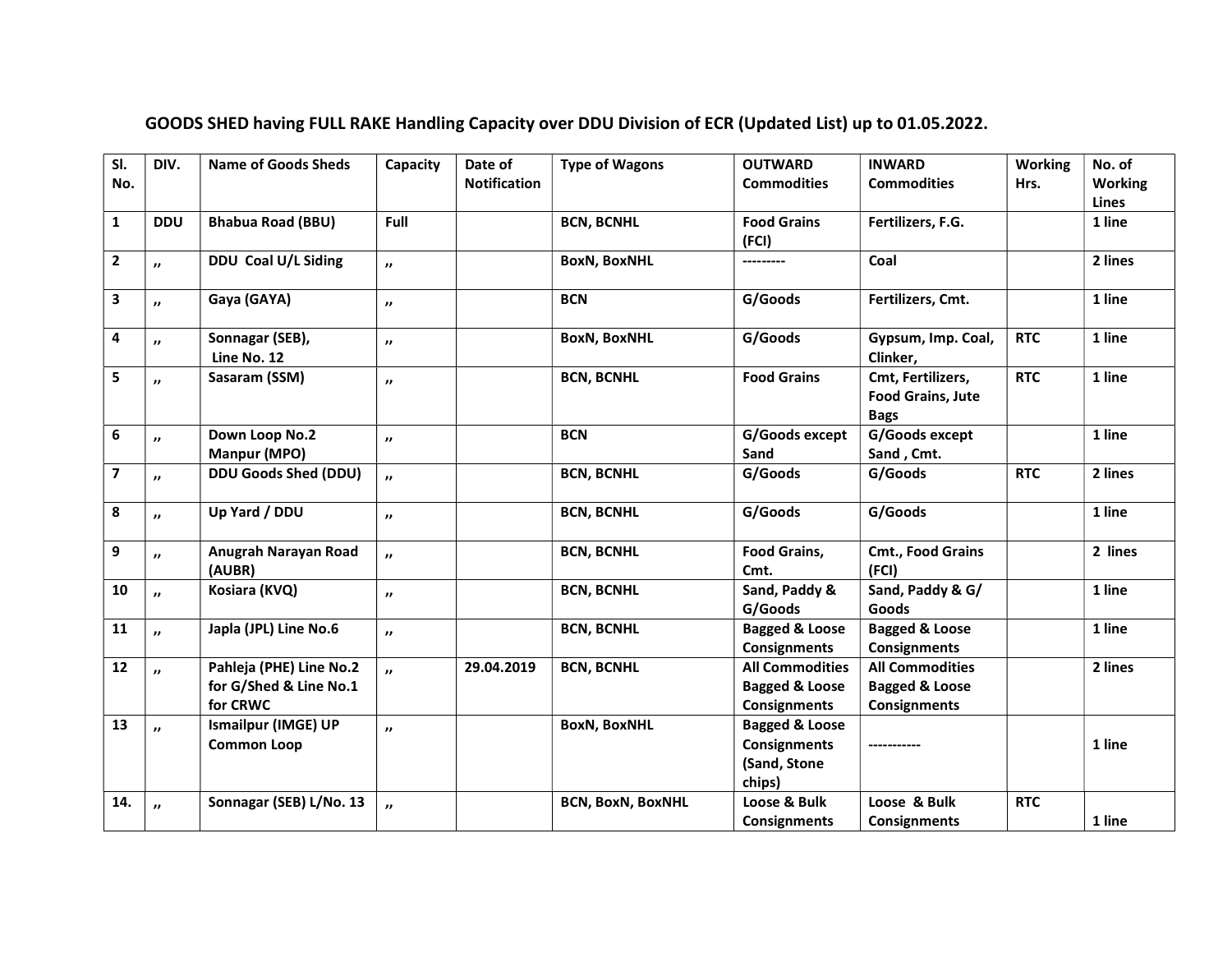## GOODS SHED having FULL RAKE Handling Capacity over DDU Division of ECR (Updated List) up to 01.05.2022.

| Sl. No. | DIV. | Name of Goods Sheds | Capacity | Date of Notification | Type of Wagons | OUTWARD Commodities | INWARD Commodities | Working Hrs. | No. of Working Lines |
|---|---|---|---|---|---|---|---|---|---|
| 1 | DDU | Bhabua Road (BBU) | Full | | BCN, BCNHL | Food Grains (FCI) | Fertilizers, F.G. | | 1 line |
| 2 | ,, | DDU Coal U/L Siding | ,, | | BoxN, BoxNHL | --------- | Coal | | 2 lines |
| 3 | ,, | Gaya (GAYA) | ,, | | BCN | G/Goods | Fertilizers, Cmt. | | 1 line |
| 4 | ,, | Sonnagar (SEB), Line No. 12 | ,, | | BoxN, BoxNHL | G/Goods | Gypsum, Imp. Coal, Clinker, | RTC | 1 line |
| 5 | ,, | Sasaram (SSM) | ,, | | BCN, BCNHL | Food Grains | Cmt, Fertilizers, Food Grains, Jute Bags | RTC | 1 line |
| 6 | ,, | Down Loop No.2 Manpur (MPO) | ,, | | BCN | G/Goods except Sand | G/Goods except Sand , Cmt. | | 1 line |
| 7 | ,, | DDU Goods Shed (DDU) | ,, | | BCN, BCNHL | G/Goods | G/Goods | RTC | 2 lines |
| 8 | ,, | Up Yard / DDU | ,, | | BCN, BCNHL | G/Goods | G/Goods | | 1 line |
| 9 | ,, | Anugrah Narayan Road (AUBR) | ,, | | BCN, BCNHL | Food Grains, Cmt. | Cmt., Food Grains (FCI) | | 2 lines |
| 10 | ,, | Kosiara (KVQ) | ,, | | BCN, BCNHL | Sand, Paddy & G/Goods | Sand, Paddy & G/ Goods | | 1 line |
| 11 | ,, | Japla (JPL) Line No.6 | ,, | | BCN, BCNHL | Bagged & Loose Consignments | Bagged & Loose Consignments | | 1 line |
| 12 | ,, | Pahleja (PHE) Line No.2 for G/Shed & Line No.1 for CRWC | ,, | 29.04.2019 | BCN, BCNHL | All Commodities Bagged & Loose Consignments | All Commodities Bagged & Loose Consignments | | 2 lines |
| 13 | ,, | Ismailpur (IMGE) UP Common Loop | ,, | | BoxN, BoxNHL | Bagged & Loose Consignments (Sand, Stone chips) | ----------- | | 1 line |
| 14. | ,, | Sonnagar (SEB) L/No. 13 | ,, | | BCN, BoxN, BoxNHL | Loose & Bulk Consignments | Loose & Bulk Consignments | RTC | 1 line |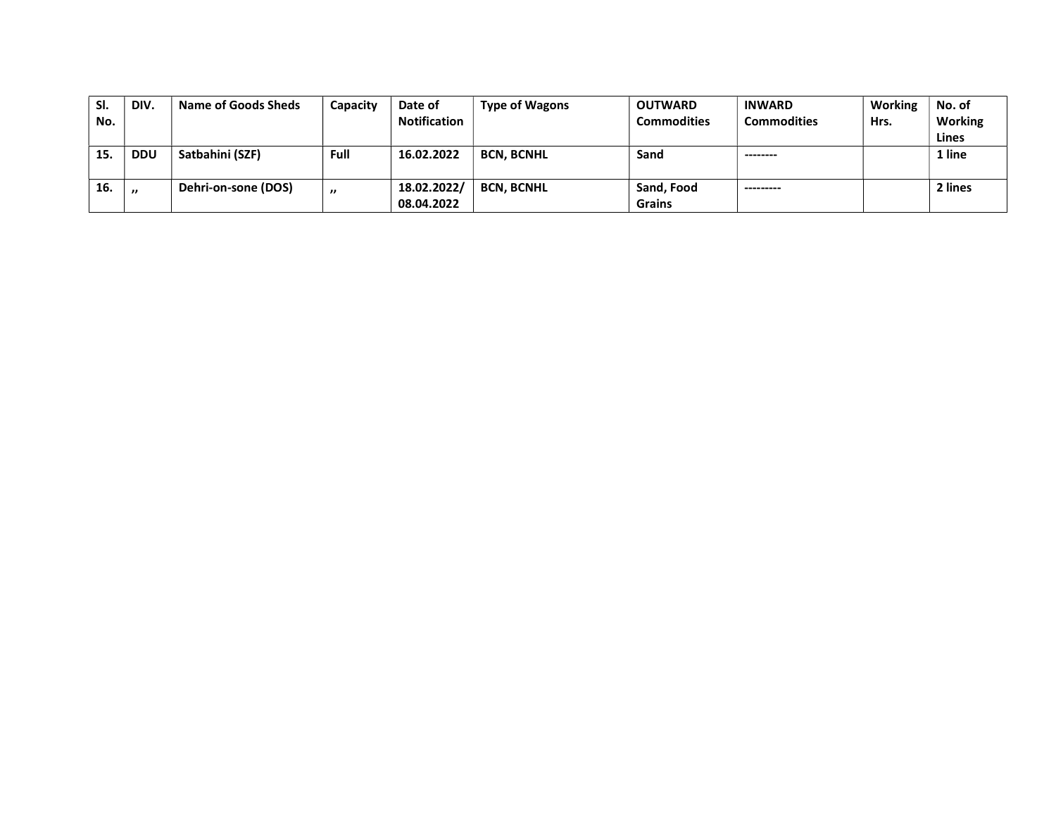| Sl. No. | DIV. | Name of Goods Sheds | Capacity | Date of Notification | Type of Wagons | OUTWARD Commodities | INWARD Commodities | Working Hrs. | No. of Working Lines |
|---|---|---|---|---|---|---|---|---|---|
| **15.** | **DDU** | **Satbahini (SZF)** | **Full** | **16.02.2022** | **BCN, BCNHL** | **Sand** | -------- | | **1 line** |
| **16.** | ,, | **Dehri-on-sone (DOS)** | ,, | **18.02.2022/ 08.04.2022** | **BCN, BCNHL** | **Sand, Food Grains** | --------- | | **2 lines** |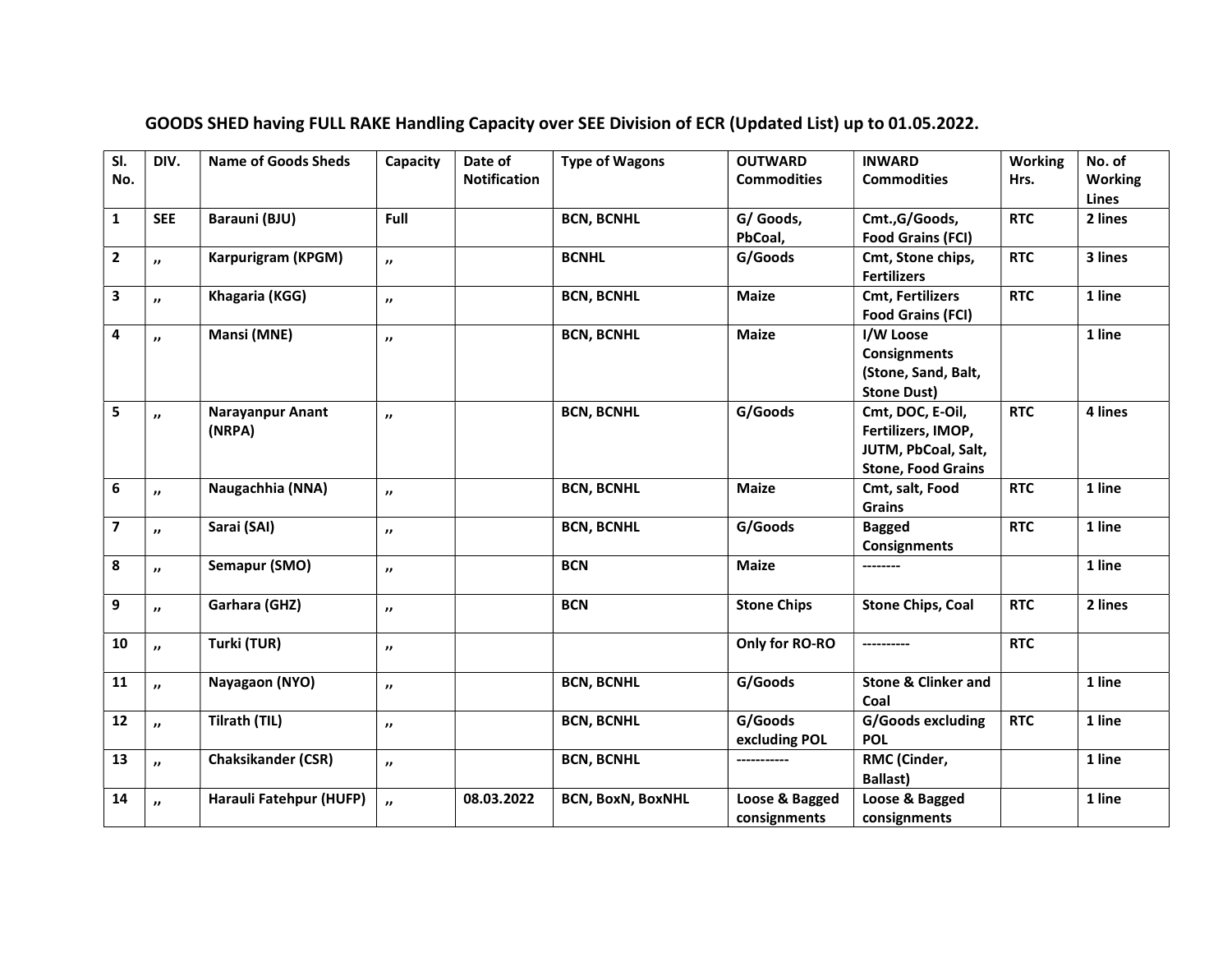**GOODS SHED having FULL RAKE Handling Capacity over SEE Division of ECR (Updated List) up to 01.05.2022.**

| Sl. No. | DIV. | Name of Goods Sheds | Capacity | Date of Notification | Type of Wagons | OUTWARD Commodities | INWARD Commodities | Working Hrs. | No. of Working Lines |
|---|---|---|---|---|---|---|---|---|---|
| 1 | SEE | Barauni (BJU) | Full | | BCN, BCNHL | G/ Goods, PbCoal, | Cmt.,G/Goods, Food Grains (FCI) | RTC | 2 lines |
| 2 | „ | Karpurigram (KPGM) | „ | | BCNHL | G/Goods | Cmt, Stone chips, Fertilizers | RTC | 3 lines |
| 3 | „ | Khagaria (KGG) | „ | | BCN, BCNHL | Maize | Cmt, Fertilizers Food Grains (FCI) | RTC | 1 line |
| 4 | „ | Mansi (MNE) | „ | | BCN, BCNHL | Maize | I/W Loose Consignments (Stone, Sand, Balt, Stone Dust) | | 1 line |
| 5 | „ | Narayanpur Anant (NRPA) | „ | | BCN, BCNHL | G/Goods | Cmt, DOC, E-Oil, Fertilizers, IMOP, JUTM, PbCoal, Salt, Stone, Food Grains | RTC | 4 lines |
| 6 | „ | Naugachhia (NNA) | „ | | BCN, BCNHL | Maize | Cmt, salt, Food Grains | RTC | 1 line |
| 7 | „ | Sarai (SAI) | „ | | BCN, BCNHL | G/Goods | Bagged Consignments | RTC | 1 line |
| 8 | „ | Semapur (SMO) | „ | | BCN | Maize | -------- | | 1 line |
| 9 | „ | Garhara (GHZ) | „ | | BCN | Stone Chips | Stone Chips, Coal | RTC | 2 lines |
| 10 | „ | Turki (TUR) | „ | | | Only for RO-RO | ---------- | RTC | |
| 11 | „ | Nayagaon (NYO) | „ | | BCN, BCNHL | G/Goods | Stone & Clinker and Coal | | 1 line |
| 12 | „ | Tilrath (TIL) | „ | | BCN, BCNHL | G/Goods excluding POL | G/Goods excluding POL | RTC | 1 line |
| 13 | „ | Chaksikander (CSR) | „ | | BCN, BCNHL | ----------- | RMC (Cinder, Ballast) | | 1 line |
| 14 | „ | Harauli Fatehpur (HUFP) | „ | 08.03.2022 | BCN, BoxN, BoxNHL | Loose & Bagged consignments | Loose & Bagged consignments | | 1 line |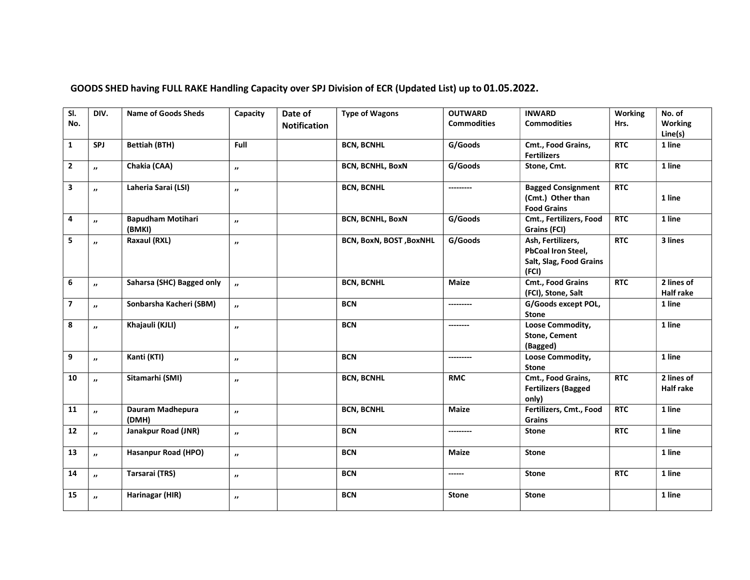**GOODS SHED having FULL RAKE Handling Capacity over SPJ Division of ECR (Updated List) up to 01.05.2022.**

| Sl. No. | DIV. | Name of Goods Sheds | Capacity | Date of Notification | Type of Wagons | OUTWARD Commodities | INWARD Commodities | Working Hrs. | No. of Working Line(s) |
|---|---|---|---|---|---|---|---|---|---|
| 1 | SPJ | Bettiah (BTH) | Full | | BCN, BCNHL | G/Goods | Cmt., Food Grains, Fertilizers | RTC | 1 line |
| 2 | ,, | Chakia (CAA) | ,, | | BCN, BCNHL, BoxN | G/Goods | Stone, Cmt. | RTC | 1 line |
| 3 | ,, | Laheria Sarai (LSI) | ,, | | BCN, BCNHL | --------- | Bagged Consignment (Cmt.) Other than Food Grains | RTC | 1 line |
| 4 | ,, | Bapudham Motihari (BMKI) | ,, | | BCN, BCNHL, BoxN | G/Goods | Cmt., Fertilizers, Food Grains (FCI) | RTC | 1 line |
| 5 | ,, | Raxaul (RXL) | ,, | | BCN, BoxN, BOST ,BoxNHL | G/Goods | Ash, Fertilizers, PbCoal Iron Steel, Salt, Slag, Food Grains (FCI) | RTC | 3 lines |
| 6 | ,, | Saharsa (SHC) Bagged only | ,, | | BCN, BCNHL | Maize | Cmt., Food Grains (FCI), Stone, Salt | RTC | 2 lines of Half rake |
| 7 | ,, | Sonbarsha Kacheri (SBM) | ,, | | BCN | --------- | G/Goods except POL, Stone | | 1 line |
| 8 | ,, | Khajauli (KJLI) | ,, | | BCN | -------- | Loose Commodity, Stone, Cement (Bagged) | | 1 line |
| 9 | ,, | Kanti (KTI) | ,, | | BCN | --------- | Loose Commodity, Stone | | 1 line |
| 10 | ,, | Sitamarhi (SMI) | ,, | | BCN, BCNHL | RMC | Cmt., Food Grains, Fertilizers (Bagged only) | RTC | 2 lines of Half rake |
| 11 | ,, | Dauram Madhepura (DMH) | ,, | | BCN, BCNHL | Maize | Fertilizers, Cmt., Food Grains | RTC | 1 line |
| 12 | ,, | Janakpur Road (JNR) | ,, | | BCN | --------- | Stone | RTC | 1 line |
| 13 | ,, | Hasanpur Road (HPO) | ,, | | BCN | Maize | Stone | | 1 line |
| 14 | ,, | Tarsarai (TRS) | ,, | | BCN | ------ | Stone | RTC | 1 line |
| 15 | ,, | Harinagar (HIR) | ,, | | BCN | Stone | Stone | | 1 line |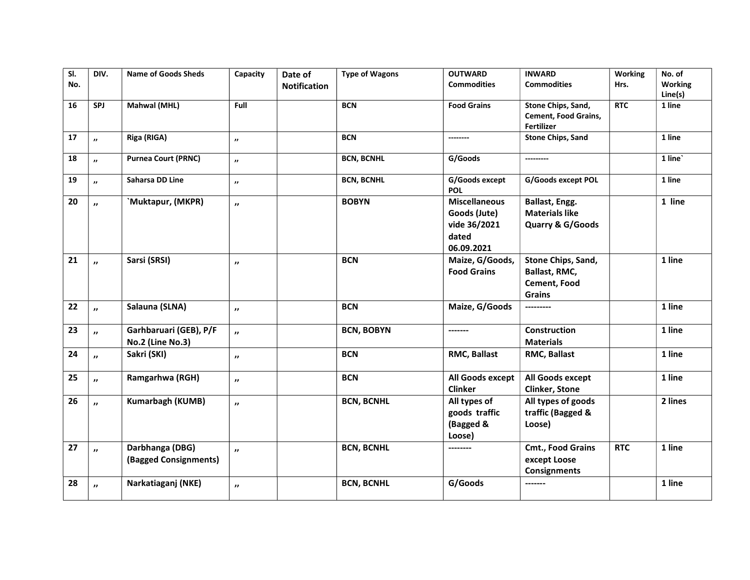| Sl. No. | DIV. | Name of Goods Sheds | Capacity | Date of Notification | Type of Wagons | OUTWARD Commodities | INWARD Commodities | Working Hrs. | No. of Working Line(s) |
|---|---|---|---|---|---|---|---|---|---|
| 16 | SPJ | Mahwal (MHL) | Full | | BCN | Food Grains | Stone Chips, Sand, Cement, Food Grains, Fertilizer | RTC | 1 line |
| 17 | „ | Riga (RIGA) | „ | | BCN | -------- | Stone Chips, Sand | | 1 line |
| 18 | „ | Purnea Court (PRNC) | „ | | BCN, BCNHL | G/Goods | --------- | | 1 line` |
| 19 | „ | Saharsa DD Line | „ | | BCN, BCNHL | G/Goods except POL | G/Goods except POL | | 1 line |
| 20 | „ | `Muktapur, (MKPR) | „ | | BOBYN | Miscellaneous Goods (Jute) vide 36/2021 dated 06.09.2021 | Ballast, Engg. Materials like Quarry & G/Goods | | 1 line |
| 21 | „ | Sarsi (SRSI) | „ | | BCN | Maize, G/Goods, Food Grains | Stone Chips, Sand, Ballast, RMC, Cement, Food Grains | | 1 line |
| 22 | „ | Salauna (SLNA) | „ | | BCN | Maize, G/Goods | --------- | | 1 line |
| 23 | „ | Garhbaruari (GEB), P/F No.2 (Line No.3) | „ | | BCN, BOBYN | ------- | Construction Materials | | 1 line |
| 24 | „ | Sakri (SKI) | „ | | BCN | RMC, Ballast | RMC, Ballast | | 1 line |
| 25 | „ | Ramgarhwa (RGH) | „ | | BCN | All Goods except Clinker | All Goods except Clinker, Stone | | 1 line |
| 26 | „ | Kumarbagh (KUMB) | „ | | BCN, BCNHL | All types of goods traffic (Bagged & Loose) | All types of goods traffic (Bagged & Loose) | | 2 lines |
| 27 | „ | Darbhanga (DBG) (Bagged Consignments) | „ | | BCN, BCNHL | -------- | Cmt., Food Grains except Loose Consignments | RTC | 1 line |
| 28 | „ | Narkatiaganj (NKE) | „ | | BCN, BCNHL | G/Goods | ------- | | 1 line |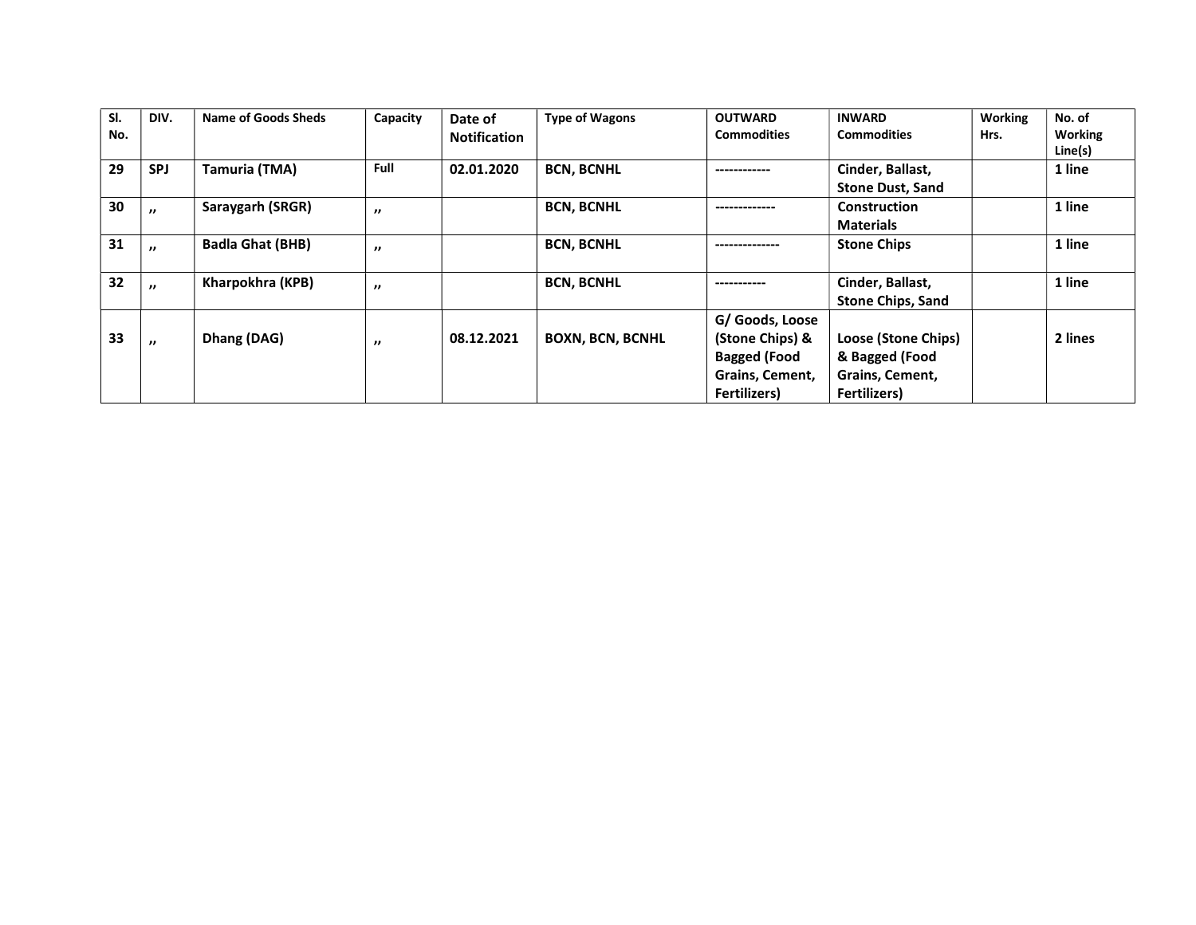| Sl. No. | DIV. | Name of Goods Sheds | Capacity | Date of Notification | Type of Wagons | OUTWARD Commodities | INWARD Commodities | Working Hrs. | No. of Working Line(s) |
|---|---|---|---|---|---|---|---|---|---|
| **29** | **SPJ** | **Tamuria (TMA)** | **Full** | **02.01.2020** | **BCN, BCNHL** | ------------ | **Cinder, Ballast, Stone Dust, Sand** | | **1 line** |
| **30** | „ | **Saraygarh (SRGR)** | „ | | **BCN, BCNHL** | ------------- | **Construction Materials** | | **1 line** |
| **31** | „ | **Badla Ghat (BHB)** | „ | | **BCN, BCNHL** | -------------- | **Stone Chips** | | **1 line** |
| **32** | „ | **Kharpokhra (KPB)** | „ | | **BCN, BCNHL** | ----------- | **Cinder, Ballast, Stone Chips, Sand** | | **1 line** |
| **33** | „ | **Dhang (DAG)** | „ | **08.12.2021** | **BOXN, BCN, BCNHL** | **G/ Goods, Loose (Stone Chips) & Bagged (Food Grains, Cement, Fertilizers)** | **Loose (Stone Chips) & Bagged (Food Grains, Cement, Fertilizers)** | | **2 lines** |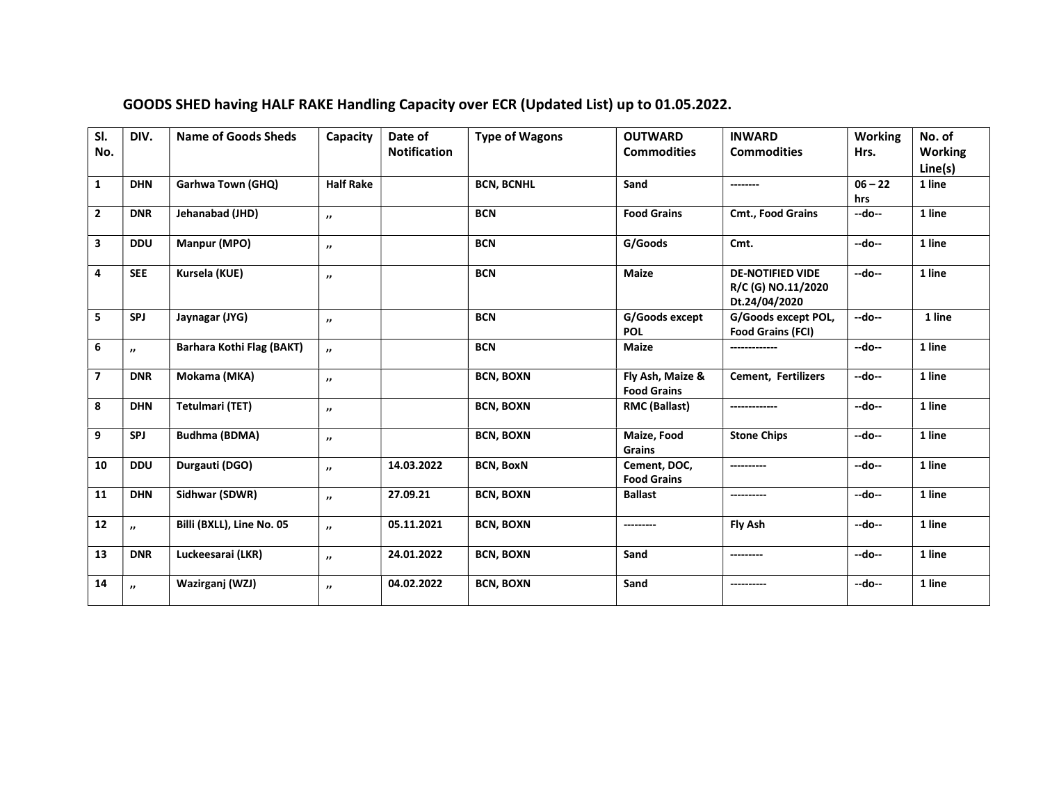**GOODS SHED having HALF RAKE Handling Capacity over ECR (Updated List) up to 01.05.2022.**

| Sl. No. | DIV. | Name of Goods Sheds | Capacity | Date of Notification | Type of Wagons | OUTWARD Commodities | INWARD Commodities | Working Hrs. | No. of Working Line(s) |
|---|---|---|---|---|---|---|---|---|---|
| 1 | DHN | Garhwa Town (GHQ) | Half Rake | | BCN, BCNHL | Sand | -------- | 06 – 22 hrs | 1 line |
| 2 | DNR | Jehanabad (JHD) | „ | | BCN | Food Grains | Cmt., Food Grains | --do-- | 1 line |
| 3 | DDU | Manpur (MPO) | „ | | BCN | G/Goods | Cmt. | --do-- | 1 line |
| 4 | SEE | Kursela (KUE) | „ | | BCN | Maize | DE-NOTIFIED VIDE R/C (G) NO.11/2020 Dt.24/04/2020 | --do-- | 1 line |
| 5 | SPJ | Jaynagar (JYG) | „ | | BCN | G/Goods except POL | G/Goods except POL, Food Grains (FCI) | --do-- | 1 line |
| 6 | „ | Barhara Kothi Flag (BAKT) | „ | | BCN | Maize | ------------- | --do-- | 1 line |
| 7 | DNR | Mokama (MKA) | „ | | BCN, BOXN | Fly Ash, Maize & Food Grains | Cement, Fertilizers | --do-- | 1 line |
| 8 | DHN | Tetulmari (TET) | „ | | BCN, BOXN | RMC (Ballast) | ------------- | --do-- | 1 line |
| 9 | SPJ | Budhma (BDMA) | „ | | BCN, BOXN | Maize, Food Grains | Stone Chips | --do-- | 1 line |
| 10 | DDU | Durgauti (DGO) | „ | 14.03.2022 | BCN, BoxN | Cement, DOC, Food Grains | ---------- | --do-- | 1 line |
| 11 | DHN | Sidhwar (SDWR) | „ | 27.09.21 | BCN, BOXN | Ballast | ---------- | --do-- | 1 line |
| 12 | „ | Billi (BXLL), Line No. 05 | „ | 05.11.2021 | BCN, BOXN | --------- | Fly Ash | --do-- | 1 line |
| 13 | DNR | Luckeesarai (LKR) | „ | 24.01.2022 | BCN, BOXN | Sand | --------- | --do-- | 1 line |
| 14 | „ | Wazirganj (WZJ) | „ | 04.02.2022 | BCN, BOXN | Sand | ---------- | --do-- | 1 line |